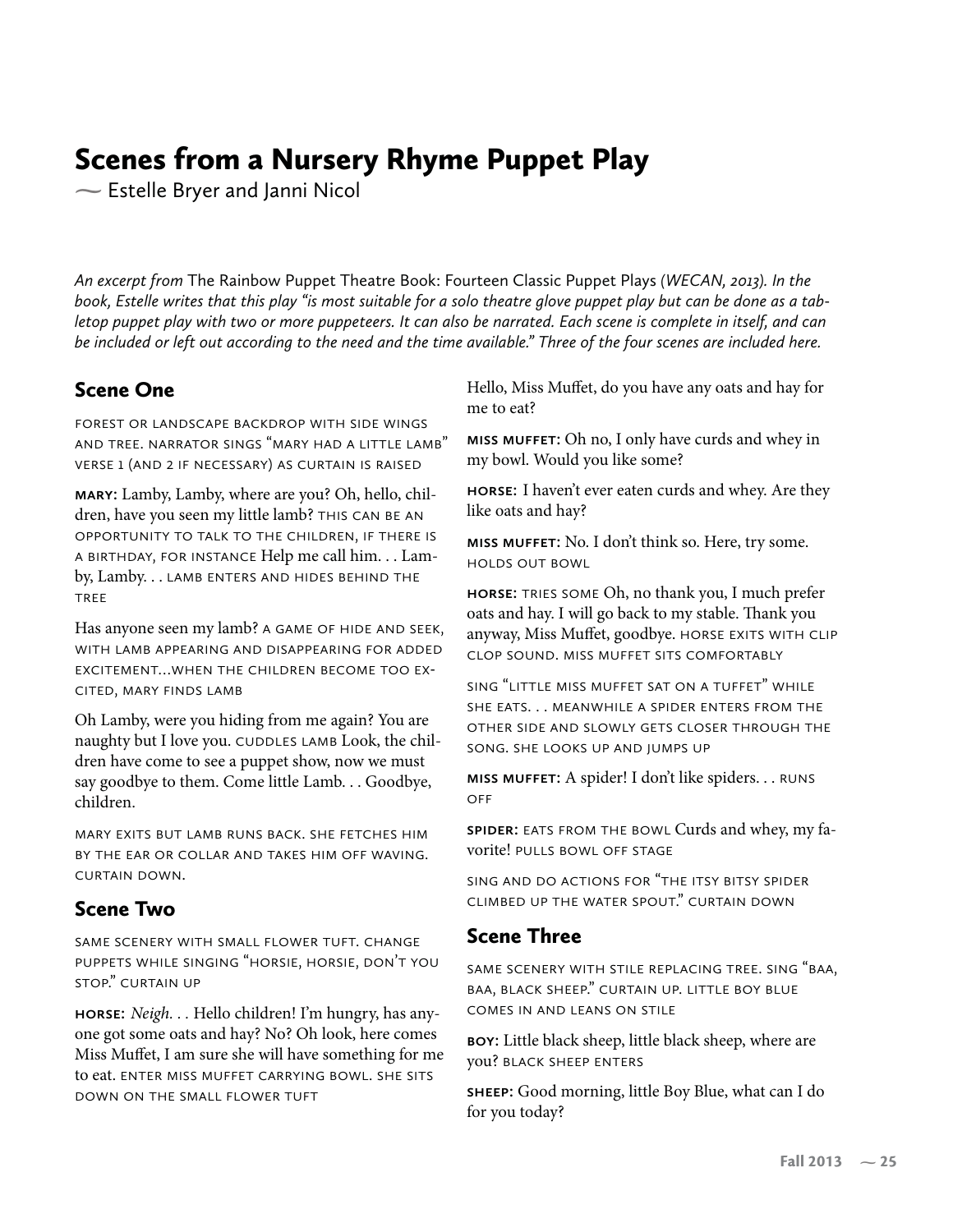# Scenes from a Nursery Rhyme Puppet Play

~ Estelle Bryer and Janni Nicol

*An excerpt from* The Rainbow Puppet Theatre Book: Fourteen Classic Puppet Plays *(WECAN, 2013). In the book, Estelle writes that this play "is most suitable for a solo theatre glove puppet play but can be done as a tabletop puppet play with two or more puppeteers. It can also be narrated. Each scene is complete in itself, and can be included or left out according to the need and the time available." Three of the four scenes are included here.*

## Scene One

FOREST OR LANDSCAPE BACKDROP WITH SIDE WINGS AND TREE. NARRATOR SINGS "MARY HAD A LITTLE LAMB" VERSE 1 (AND 2 IF NECESSARY) AS CURTAIN IS RAISED

**MARY:** Lamby, Lamby, where are you? Oh, hello, children, have you seen my little lamb? THIS CAN BE AN OPPORTUNITY TO TALK TO THE CHILDREN, IF THERE IS A BIRTHDAY, FOR INSTANCE Help me call him. . . Lamby, Lamby. . . LAMB ENTERS AND HIDES BEHIND THE TREE

Has anyone seen my lamb? A GAME OF HIDE AND SEEK, WITH LAMB APPEARING AND DISAPPEARING FOR ADDED EXCITEMENT...WHEN THE CHILDREN BECOME TOO EXCITED, MARY FINDS LAMB

Oh Lamby, were you hiding from me again? You are naughty but I love you. CUDDLES LAMB Look, the children have come to see a puppet show, now we must say goodbye to them. Come little Lamb. . . Goodbye, children.

MARY EXITS BUT LAMB RUNS BACK. SHE FETCHES HIM BY THE EAR OR COLLAR AND TAKES HIM OFF WAVING. CURTAIN DOWN.

## Scene Two

SAME SCENERY WITH SMALL FLOWER TUFT. CHANGE PUPPETS WHILE SINGING "HORSIE, HORSIE, DON'T YOU STOP." CURTAIN UP

**HORSE:** *Neigh. . .* Hello children! I'm hungry, has anyone got some oats and hay? No? Oh look, here comes Miss Muffet, I am sure she will have something for me to eat. ENTER MISS MUFFET CARRYING BOWL. SHE SITS DOWN ON THE SMALL FLOWER TUFT

Hello, Miss Muffet, do you have any oats and hay for me to eat?

**MISS MUFFET:** Oh no, I only have curds and whey in my bowl. Would you like some?

**HORSE:** I haven't ever eaten curds and whey. Are they like oats and hay?

**MISS MUFFET:** No. I don't think so. Here, try some. HOLDS OUT BOWL

**HORSE:** TRIES SOME Oh, no thank you, I much prefer oats and hay. I will go back to my stable. Thank you anyway, Miss Muffet, goodbye. HORSE EXITS WITH CLIP CLOP SOUND. MISS MUFFET SITS COMFORTABLY

SING "LITTLE MISS MUFFET SAT ON A TUFFET" WHILE SHE EATS. . . MEANWHILE A SPIDER ENTERS FROM THE OTHER SIDE AND SLOWLY GETS CLOSER THROUGH THE SONG. SHE LOOKS UP AND JUMPS UP

**MISS MUFFET:** A spider! I don't like spiders. . . RUNS OFF

**SPIDER:** EATS FROM THE BOWL Curds and whey, my favorite! PULLS BOWL OFF STAGE

SING AND DO ACTIONS FOR "THE ITSY BITSY SPIDER CLIMBED UP THE WATER SPOUT." CURTAIN DOWN

## Scene Three

SAME SCENERY WITH STILE REPLACING TREE. SING "BAA, BAA, BLACK SHEEP." CURTAIN UP. LITTLE BOY BLUE COMES IN AND LEANS ON STILE

**BOY:** Little black sheep, little black sheep, where are you? BLACK SHEEP ENTERS

**SHEEP:** Good morning, little Boy Blue, what can I do for you today?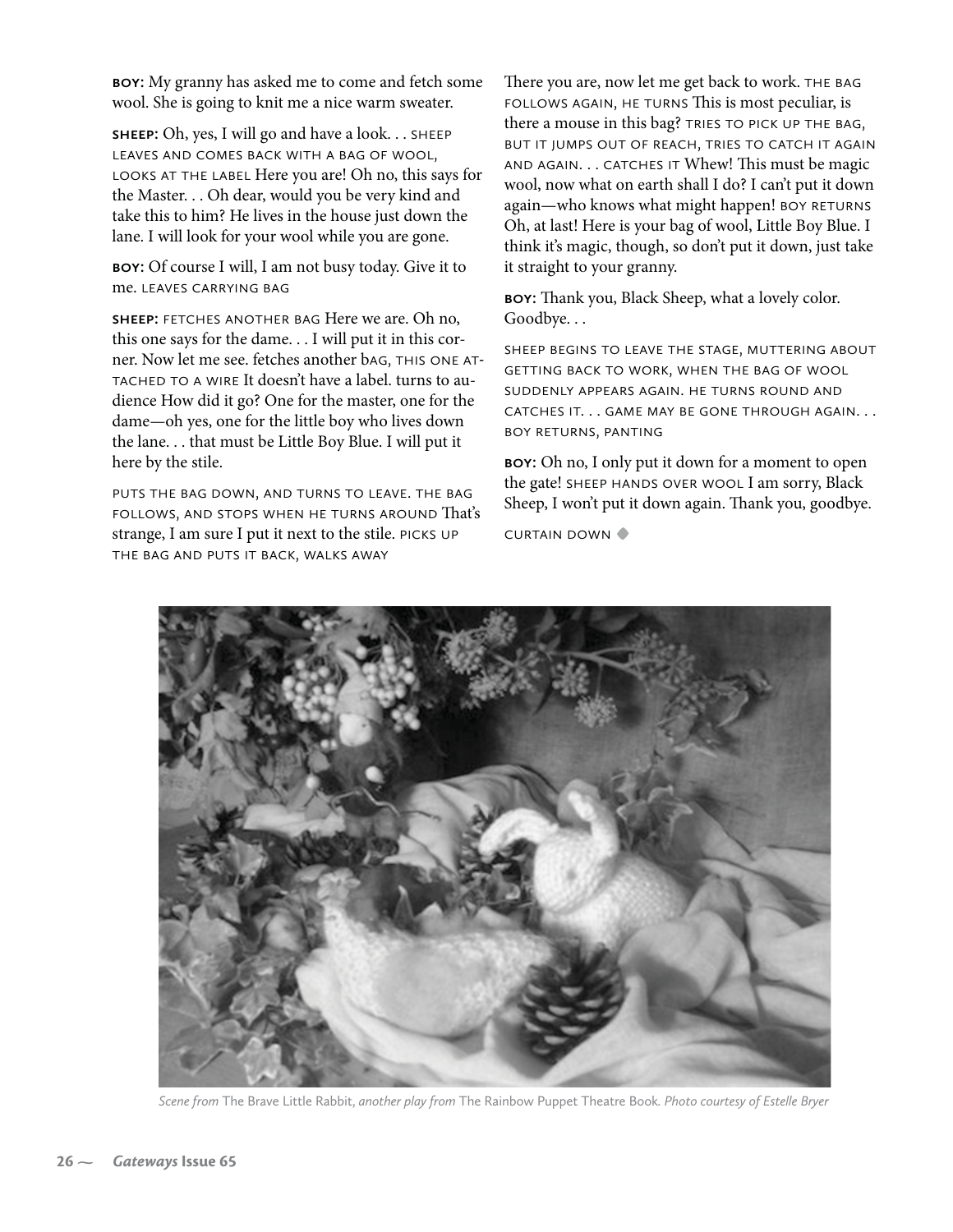**BOY:** My granny has asked me to come and fetch some wool. She is going to knit me a nice warm sweater.

**SHEEP:** Oh, yes, I will go and have a look. . . SHEEP LEAVES AND COMES BACK WITH A BAG OF WOOL, LOOKS AT THE LABEL Here you are! Oh no, this says for the Master. . . Oh dear, would you be very kind and take this to him? He lives in the house just down the lane. I will look for your wool while you are gone.

**BOY:** Of course I will, I am not busy today. Give it to me. LEAVES CARRYING BAG

**SHEEP:** FETCHES ANOTHER BAG Here we are. Oh no, this one says for the dame. . . I will put it in this corner. Now let me see. fetches another bag, THIS ONE ATTACHED TO A WIRE It doesn't have a label. turns to audience How did it go? One for the master, one for the dame—oh yes, one for the little boy who lives down the lane. . . that must be Little Boy Blue. I will put it here by the stile.

PUTS THE BAG DOWN, AND TURNS TO LEAVE. THE BAG FOLLOWS, AND STOPS WHEN HE TURNS AROUND That's strange, I am sure I put it next to the stile. PICKS UP THE BAG AND PUTS IT BACK, WALKS AWAY

There you are, now let me get back to work. THE BAG FOLLOWS AGAIN, HE TURNS This is most peculiar, is there a mouse in this bag? TRIES TO PICK UP THE BAG, BUT IT JUMPS OUT OF REACH, TRIES TO CATCH IT AGAIN AND AGAIN. . . CATCHES IT Whew! This must be magic wool, now what on earth shall I do? I can't put it down again—who knows what might happen! BOY RETURNS Oh, at last! Here is your bag of wool, Little Boy Blue. I think it's magic, though, so don't put it down, just take it straight to your granny.

**BOY:** Thank you, Black Sheep, what a lovely color. Goodbye. . .

SHEEP BEGINS TO LEAVE THE STAGE, MUTTERING ABOUT GETTING BACK TO WORK, WHEN THE BAG OF WOOL SUDDENLY APPEARS AGAIN. HE TURNS ROUND AND CATCHES IT. . . GAME MAY BE GONE THROUGH AGAIN. . . BOY RETURNS, PANTING

**BOY:** Oh no, I only put it down for a moment to open the gate! SHEEP HANDS OVER WOOL I am sorry, Black Sheep, I won't put it down again. Thank you, goodbye.

CURTAIN DOWN ◆

*Scene from* The Brave Little Rabbit, *another play from* The Rainbow Puppet Theatre Book. *Photo courtesy of Estelle Bryer*